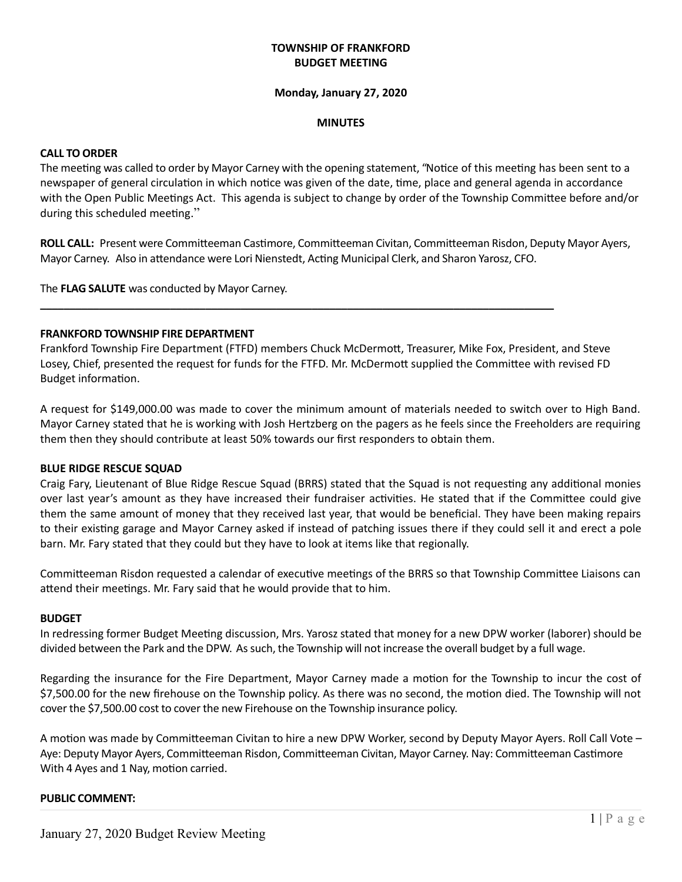**TOWNSHIP OF FRANKFORD**
**BUDGET MEETING**

**Monday, January 27, 2020**

**MINUTES**

**CALL TO ORDER**
The meeting was called to order by Mayor Carney with the opening statement, "Notice of this meeting has been sent to a newspaper of general circulation in which notice was given of the date, time, place and general agenda in accordance with the Open Public Meetings Act. This agenda is subject to change by order of the Township Committee before and/or during this scheduled meeting."

**ROLL CALL:** Present were Committeeman Castimore, Committeeman Civitan, Committeeman Risdon, Deputy Mayor Ayers, Mayor Carney. Also in attendance were Lori Nienstedt, Acting Municipal Clerk, and Sharon Yarosz, CFO.

The **FLAG SALUTE** was conducted by Mayor Carney.

---

**FRANKFORD TOWNSHIP FIRE DEPARTMENT**
Frankford Township Fire Department (FTFD) members Chuck McDermott, Treasurer, Mike Fox, President, and Steve Losey, Chief, presented the request for funds for the FTFD. Mr. McDermott supplied the Committee with revised FD Budget information.

A request for $149,000.00 was made to cover the minimum amount of materials needed to switch over to High Band. Mayor Carney stated that he is working with Josh Hertzberg on the pagers as he feels since the Freeholders are requiring them then they should contribute at least 50% towards our first responders to obtain them.

**BLUE RIDGE RESCUE SQUAD**
Craig Fary, Lieutenant of Blue Ridge Rescue Squad (BRRS) stated that the Squad is not requesting any additional monies over last year's amount as they have increased their fundraiser activities. He stated that if the Committee could give them the same amount of money that they received last year, that would be beneficial. They have been making repairs to their existing garage and Mayor Carney asked if instead of patching issues there if they could sell it and erect a pole barn. Mr. Fary stated that they could but they have to look at items like that regionally.

Committeeman Risdon requested a calendar of executive meetings of the BRRS so that Township Committee Liaisons can attend their meetings. Mr. Fary said that he would provide that to him.

**BUDGET**
In redressing former Budget Meeting discussion, Mrs. Yarosz stated that money for a new DPW worker (laborer) should be divided between the Park and the DPW. As such, the Township will not increase the overall budget by a full wage.

Regarding the insurance for the Fire Department, Mayor Carney made a motion for the Township to incur the cost of $7,500.00 for the new firehouse on the Township policy. As there was no second, the motion died. The Township will not cover the $7,500.00 cost to cover the new Firehouse on the Township insurance policy.

A motion was made by Committeeman Civitan to hire a new DPW Worker, second by Deputy Mayor Ayers. Roll Call Vote – Aye: Deputy Mayor Ayers, Committeeman Risdon, Committeeman Civitan, Mayor Carney. Nay: Committeeman Castimore
With 4 Ayes and 1 Nay, motion carried.

**PUBLIC COMMENT:**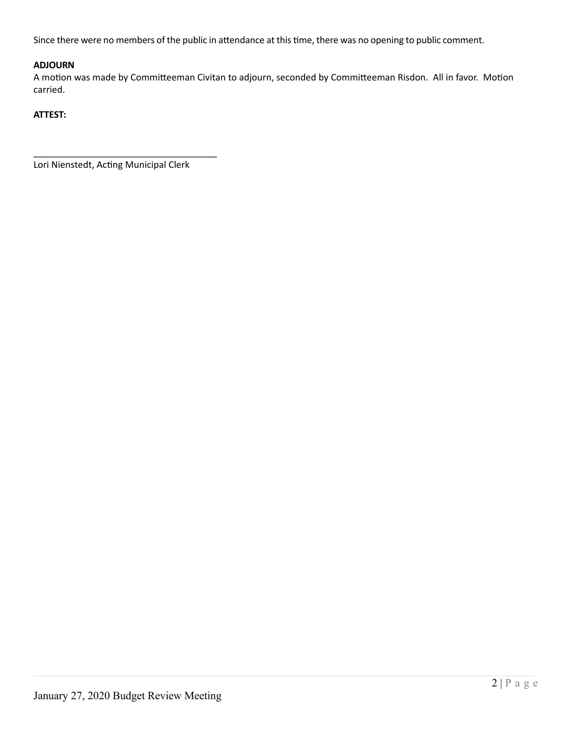Since there were no members of the public in attendance at this time, there was no opening to public comment.

**ADJOURN**

A motion was made by Committeeman Civitan to adjourn, seconded by Committeeman Risdon. All in favor. Motion carried.

**ATTEST:**

_____________________________________

Lori Nienstedt, Acting Municipal Clerk